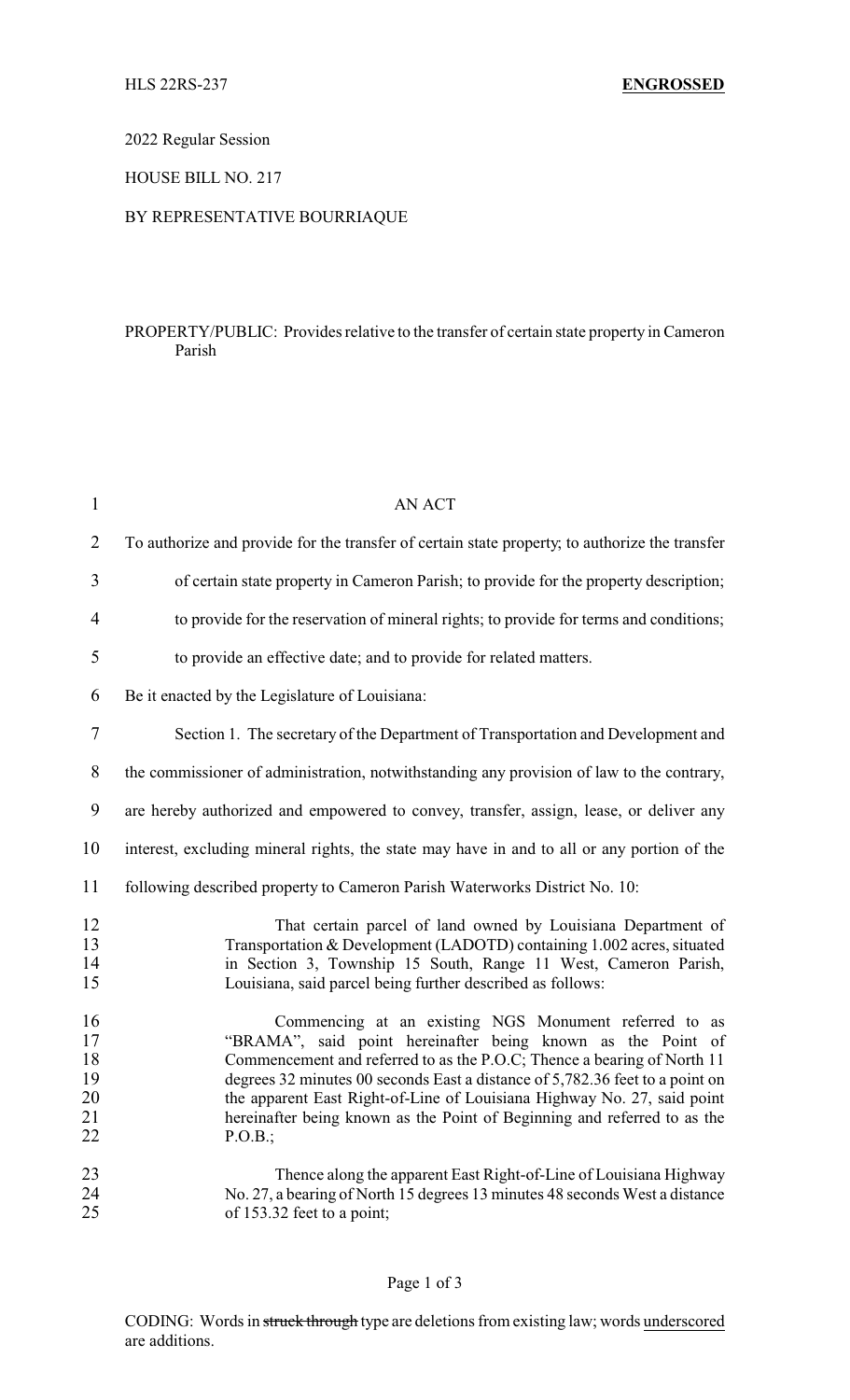HLS 22RS-237 **ENGROSSED**

2022 Regular Session

HOUSE BILL NO. 217

BY REPRESENTATIVE BOURRIAQUE

PROPERTY/PUBLIC: Provides relative to the transfer of certain state property in Cameron Parish

AN ACT

To authorize and provide for the transfer of certain state property; to authorize the transfer of certain state property in Cameron Parish; to provide for the property description; to provide for the reservation of mineral rights; to provide for terms and conditions; to provide an effective date; and to provide for related matters.

Be it enacted by the Legislature of Louisiana:

Section 1. The secretary of the Department of Transportation and Development and the commissioner of administration, notwithstanding any provision of law to the contrary, are hereby authorized and empowered to convey, transfer, assign, lease, or deliver any interest, excluding mineral rights, the state may have in and to all or any portion of the following described property to Cameron Parish Waterworks District No. 10:

> That certain parcel of land owned by Louisiana Department of Transportation & Development (LADOTD) containing 1.002 acres, situated in Section 3, Township 15 South, Range 11 West, Cameron Parish, Louisiana, said parcel being further described as follows:
>
> Commencing at an existing NGS Monument referred to as "BRAMA", said point hereinafter being known as the Point of Commencement and referred to as the P.O.C; Thence a bearing of North 11 degrees 32 minutes 00 seconds East a distance of 5,782.36 feet to a point on the apparent East Right-of-Line of Louisiana Highway No. 27, said point hereinafter being known as the Point of Beginning and referred to as the P.O.B.;
>
> Thence along the apparent East Right-of-Line of Louisiana Highway No. 27, a bearing of North 15 degrees 13 minutes 48 seconds West a distance of 153.32 feet to a point;

CODING: Words in ~~struck through~~ type are deletions from existing law; words underscored are additions.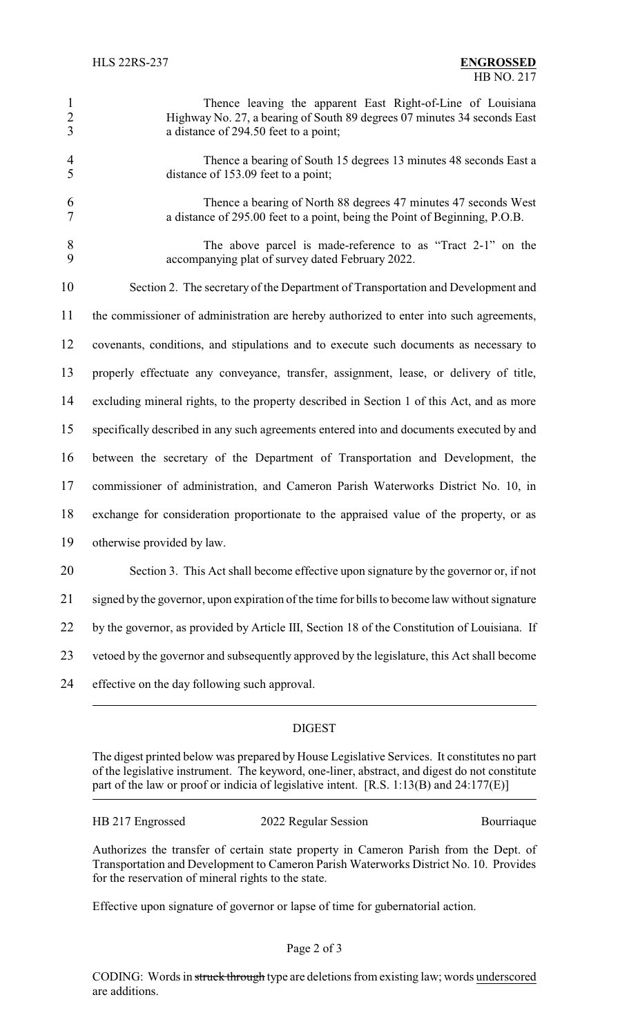Thence leaving the apparent East Right-of-Line of Louisiana Highway No. 27, a bearing of South 89 degrees 07 minutes 34 seconds East a distance of 294.50 feet to a point;

Thence a bearing of South 15 degrees 13 minutes 48 seconds East a distance of 153.09 feet to a point;

Thence a bearing of North 88 degrees 47 minutes 47 seconds West a distance of 295.00 feet to a point, being the Point of Beginning, P.O.B.

The above parcel is made-reference to as "Tract 2-1" on the accompanying plat of survey dated February 2022.

Section 2. The secretary of the Department of Transportation and Development and the commissioner of administration are hereby authorized to enter into such agreements, covenants, conditions, and stipulations and to execute such documents as necessary to properly effectuate any conveyance, transfer, assignment, lease, or delivery of title, excluding mineral rights, to the property described in Section 1 of this Act, and as more specifically described in any such agreements entered into and documents executed by and between the secretary of the Department of Transportation and Development, the commissioner of administration, and Cameron Parish Waterworks District No. 10, in exchange for consideration proportionate to the appraised value of the property, or as otherwise provided by law.

Section 3. This Act shall become effective upon signature by the governor or, if not signed by the governor, upon expiration of the time for bills to become law without signature by the governor, as provided by Article III, Section 18 of the Constitution of Louisiana. If vetoed by the governor and subsequently approved by the legislature, this Act shall become effective on the day following such approval.

## DIGEST

The digest printed below was prepared by House Legislative Services. It constitutes no part of the legislative instrument. The keyword, one-liner, abstract, and digest do not constitute part of the law or proof or indicia of legislative intent. [R.S. 1:13(B) and 24:177(E)]

HB 217 Engrossed — 2022 Regular Session — Bourriaque

Authorizes the transfer of certain state property in Cameron Parish from the Dept. of Transportation and Development to Cameron Parish Waterworks District No. 10. Provides for the reservation of mineral rights to the state.

Effective upon signature of governor or lapse of time for gubernatorial action.

CODING: Words in ~~struck through~~ type are deletions from existing law; words underscored are additions.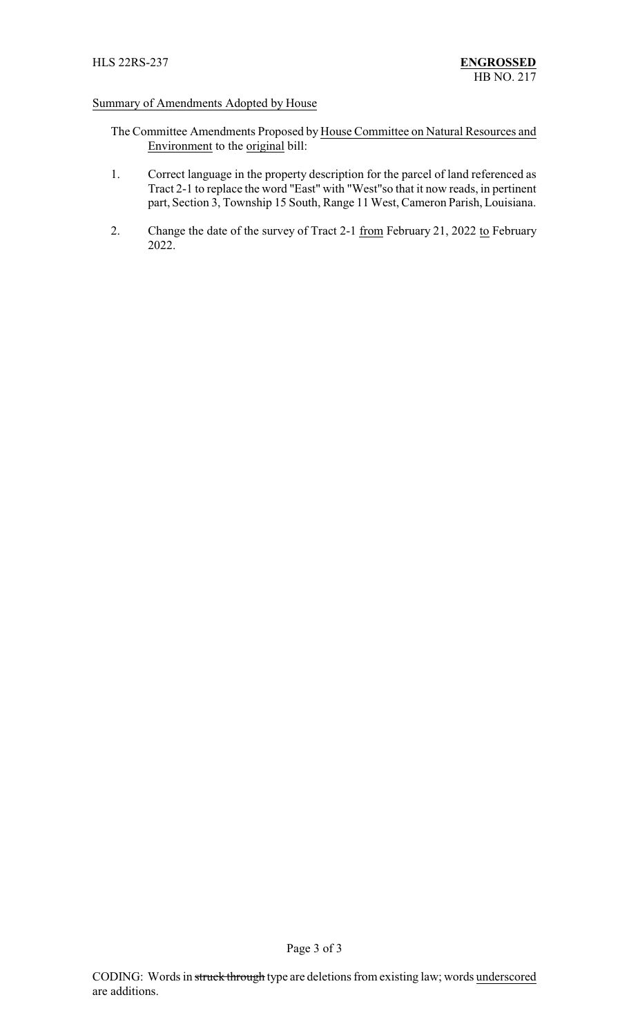Summary of Amendments Adopted by House

The Committee Amendments Proposed by House Committee on Natural Resources and Environment to the original bill:

1. Correct language in the property description for the parcel of land referenced as Tract 2-1 to replace the word "East" with "West"so that it now reads, in pertinent part, Section 3, Township 15 South, Range 11 West, Cameron Parish, Louisiana.

2. Change the date of the survey of Tract 2-1 from February 21, 2022 to February 2022.

CODING: Words in ~~struck through~~ type are deletions from existing law; words underscored are additions.